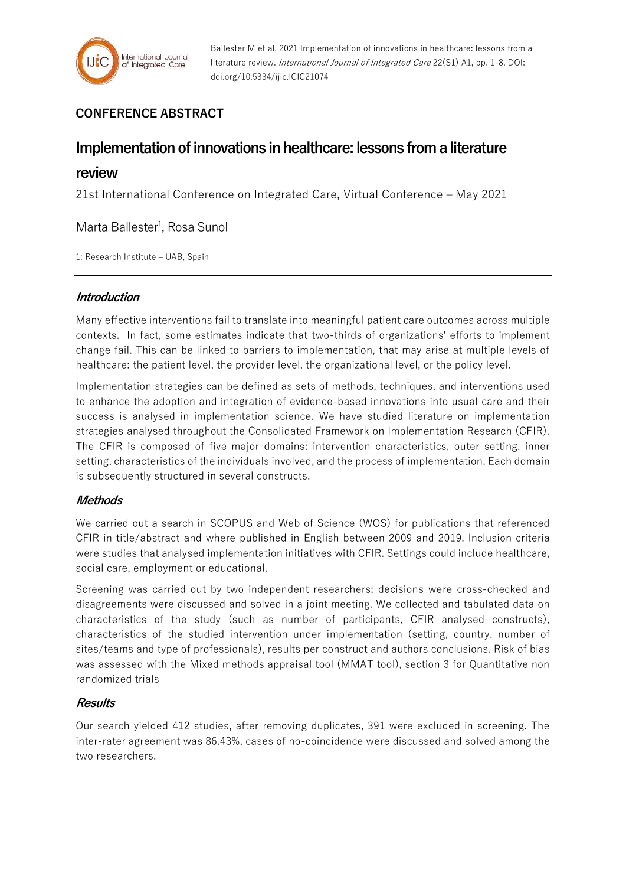Ballester M et al, 2021 Implementation of innovations in healthcare: lessons from a literature review. *International Journal of Integrated Care* 22(S1) A1, pp. 1-8, DOI: doi.org/10.5334/ijic.ICIC21074

## CONFERENCE ABSTRACT

# Implementation of innovations in healthcare: lessons from a literature review

21st International Conference on Integrated Care, Virtual Conference – May 2021

Marta Ballester[1], Rosa Sunol

1: Research Institute – UAB, Spain

### *Introduction*

Many effective interventions fail to translate into meaningful patient care outcomes across multiple contexts. In fact, some estimates indicate that two-thirds of organizations' efforts to implement change fail. This can be linked to barriers to implementation, that may arise at multiple levels of healthcare: the patient level, the provider level, the organizational level, or the policy level.

Implementation strategies can be defined as sets of methods, techniques, and interventions used to enhance the adoption and integration of evidence-based innovations into usual care and their success is analysed in implementation science. We have studied literature on implementation strategies analysed throughout the Consolidated Framework on Implementation Research (CFIR). The CFIR is composed of five major domains: intervention characteristics, outer setting, inner setting, characteristics of the individuals involved, and the process of implementation. Each domain is subsequently structured in several constructs.

### *Methods*

We carried out a search in SCOPUS and Web of Science (WOS) for publications that referenced CFIR in title/abstract and where published in English between 2009 and 2019. Inclusion criteria were studies that analysed implementation initiatives with CFIR. Settings could include healthcare, social care, employment or educational.

Screening was carried out by two independent researchers; decisions were cross-checked and disagreements were discussed and solved in a joint meeting. We collected and tabulated data on characteristics of the study (such as number of participants, CFIR analysed constructs), characteristics of the studied intervention under implementation (setting, country, number of sites/teams and type of professionals), results per construct and authors conclusions. Risk of bias was assessed with the Mixed methods appraisal tool (MMAT tool), section 3 for Quantitative non randomized trials

### *Results*

Our search yielded 412 studies, after removing duplicates, 391 were excluded in screening. The inter-rater agreement was 86.43%, cases of no-coincidence were discussed and solved among the two researchers.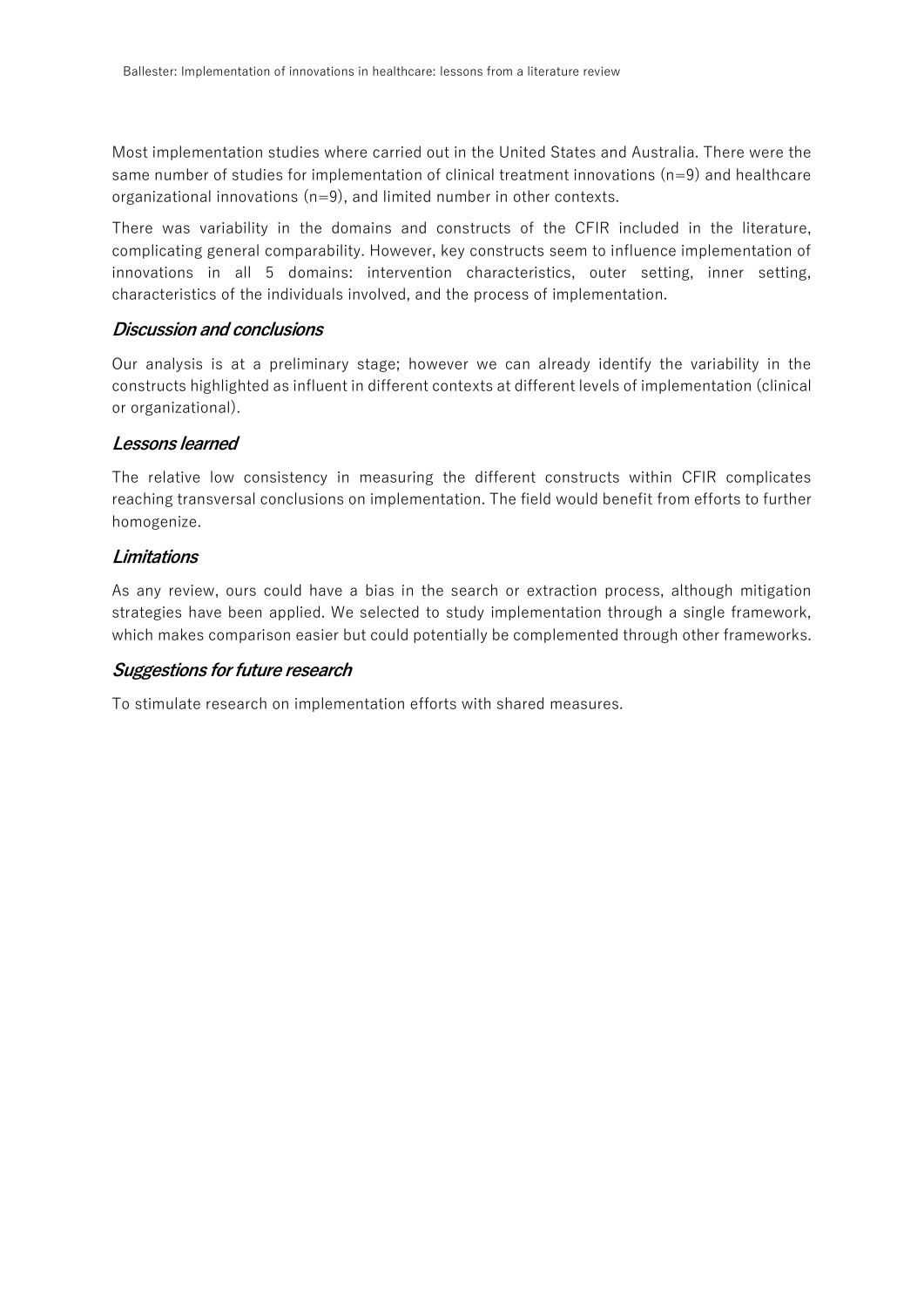Most implementation studies where carried out in the United States and Australia. There were the same number of studies for implementation of clinical treatment innovations (n=9) and healthcare organizational innovations (n=9), and limited number in other contexts.

There was variability in the domains and constructs of the CFIR included in the literature, complicating general comparability. However, key constructs seem to influence implementation of innovations in all 5 domains: intervention characteristics, outer setting, inner setting, characteristics of the individuals involved, and the process of implementation.

### *Discussion and conclusions*

Our analysis is at a preliminary stage; however we can already identify the variability in the constructs highlighted as influent in different contexts at different levels of implementation (clinical or organizational).

### *Lessons learned*

The relative low consistency in measuring the different constructs within CFIR complicates reaching transversal conclusions on implementation. The field would benefit from efforts to further homogenize.

### *Limitations*

As any review, ours could have a bias in the search or extraction process, although mitigation strategies have been applied. We selected to study implementation through a single framework, which makes comparison easier but could potentially be complemented through other frameworks.

### *Suggestions for future research*

To stimulate research on implementation efforts with shared measures.